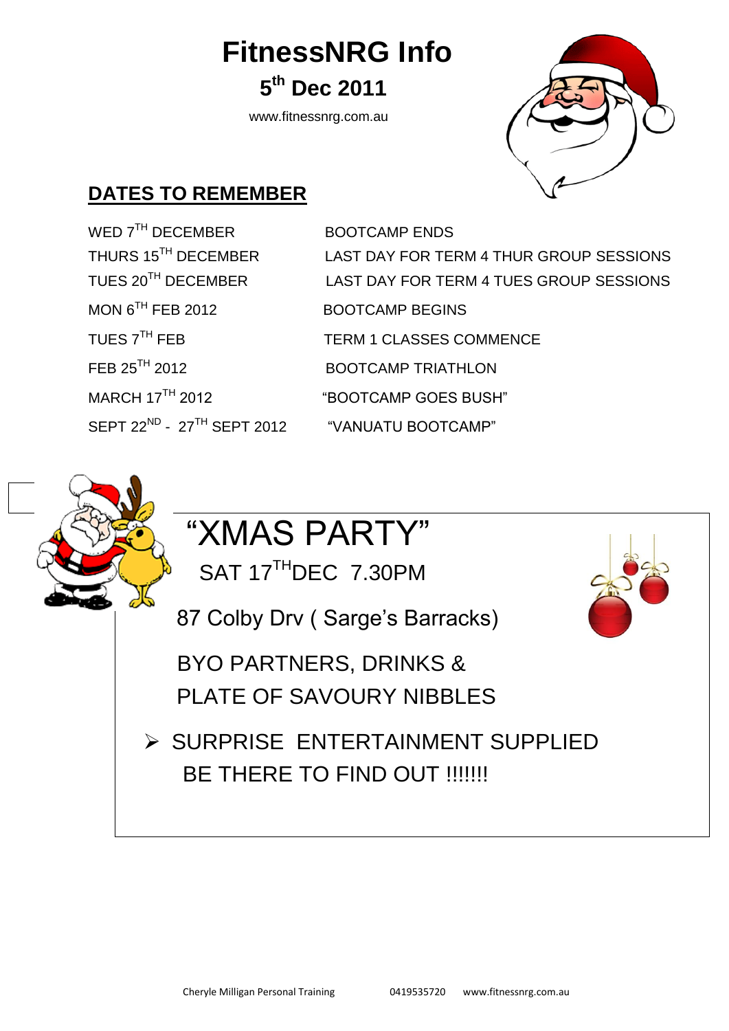# FitnessNRG Info

## 5th Dec 2011

www.fitnessnrg.com.au

## DATES TO REMEMBER

| | |
|---|---|
| WED 7TH DECEMBER | BOOTCAMP ENDS |
| THURS 15TH DECEMBER | LAST DAY FOR TERM 4 THUR GROUP SESSIONS |
| TUES 20TH DECEMBER | LAST DAY FOR TERM 4 TUES GROUP SESSIONS |
| MON 6TH FEB 2012 | BOOTCAMP BEGINS |
| TUES 7TH FEB | TERM 1 CLASSES COMMENCE |
| FEB 25TH 2012 | BOOTCAMP TRIATHLON |
| MARCH 17TH 2012 | "BOOTCAMP GOES BUSH" |
| SEPT 22ND - 27TH SEPT 2012 | "VANUATU BOOTCAMP" |

# "XMAS PARTY"

SAT 17TH DEC 7.30PM

87 Colby Drv ( Sarge's Barracks)

BYO PARTNERS, DRINKS &
PLATE OF SAVOURY NIBBLES

- SURPRISE ENTERTAINMENT SUPPLIED
  BE THERE TO FIND OUT !!!!!!!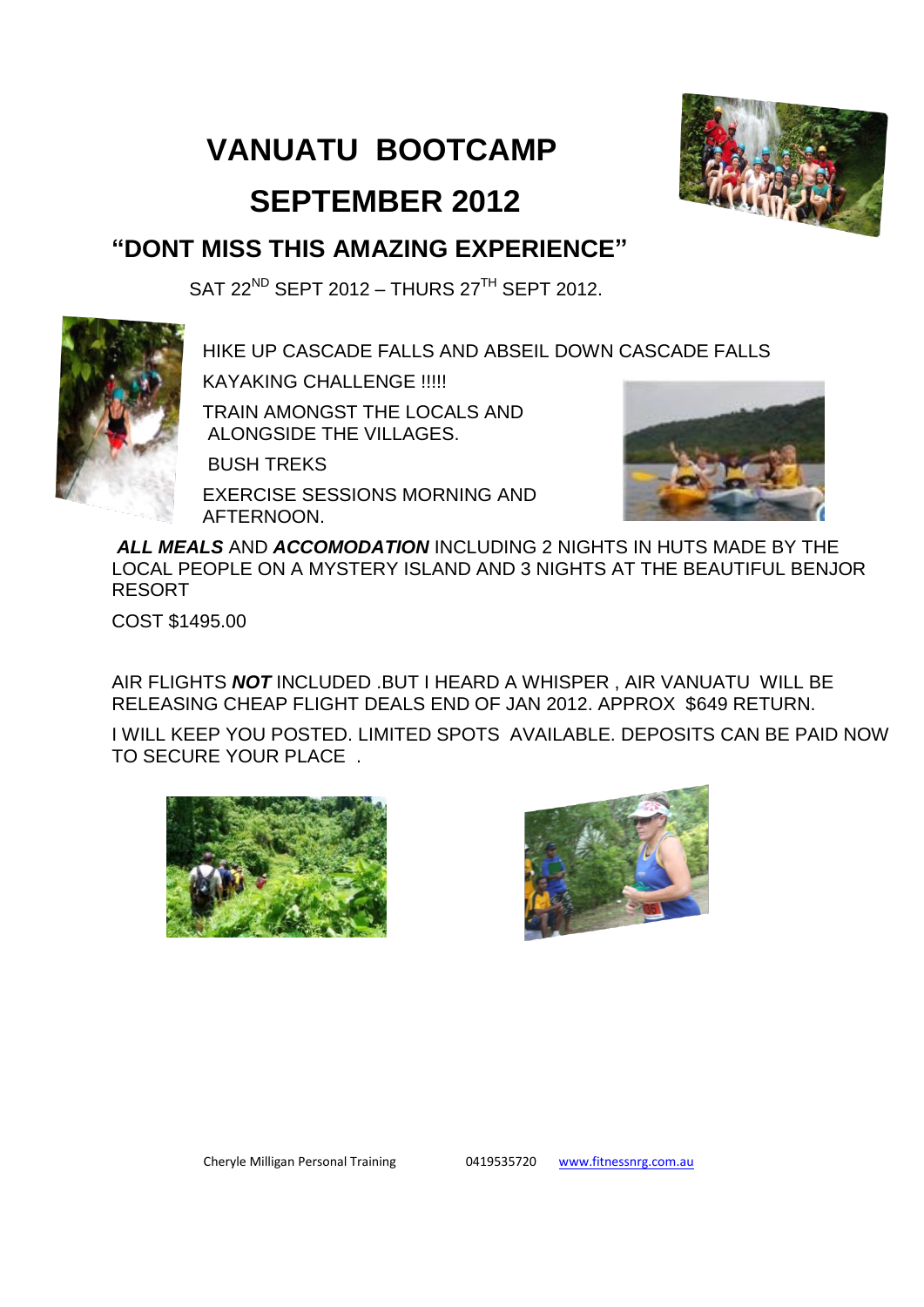# VANUATU BOOTCAMP

# SEPTEMBER 2012

## "DONT MISS THIS AMAZING EXPERIENCE"

SAT 22[ND] SEPT 2012 – THURS 27[TH] SEPT 2012.

HIKE UP CASCADE FALLS AND ABSEIL DOWN CASCADE FALLS

KAYAKING CHALLENGE !!!!!

TRAIN AMONGST THE LOCALS AND ALONGSIDE THE VILLAGES.

BUSH TREKS

EXERCISE SESSIONS MORNING AND AFTERNOON.

***ALL MEALS*** AND ***ACCOMODATION*** INCLUDING 2 NIGHTS IN HUTS MADE BY THE LOCAL PEOPLE ON A MYSTERY ISLAND AND 3 NIGHTS AT THE BEAUTIFUL BENJOR RESORT

COST $1495.00

AIR FLIGHTS ***NOT*** INCLUDED .BUT I HEARD A WHISPER , AIR VANUATU WILL BE RELEASING CHEAP FLIGHT DEALS END OF JAN 2012. APPROX $649 RETURN.

I WILL KEEP YOU POSTED. LIMITED SPOTS AVAILABLE. DEPOSITS CAN BE PAID NOW TO SECURE YOUR PLACE .

Cheryle Milligan Personal Training 0419535720 www.fitnessnrg.com.au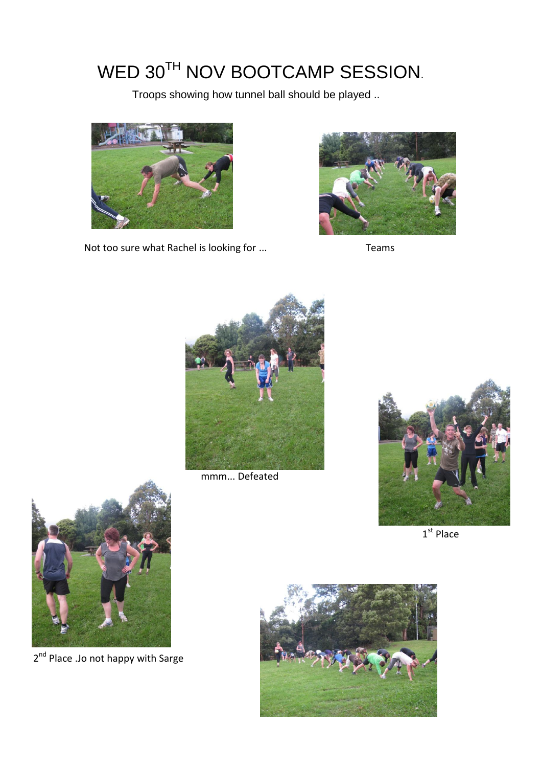# WED 30TH NOV BOOTCAMP SESSION.

Troops showing how tunnel ball should be played ..

Not too sure what Rachel is looking for ...

Teams

mmm... Defeated

1st Place

2nd Place .Jo not happy with Sarge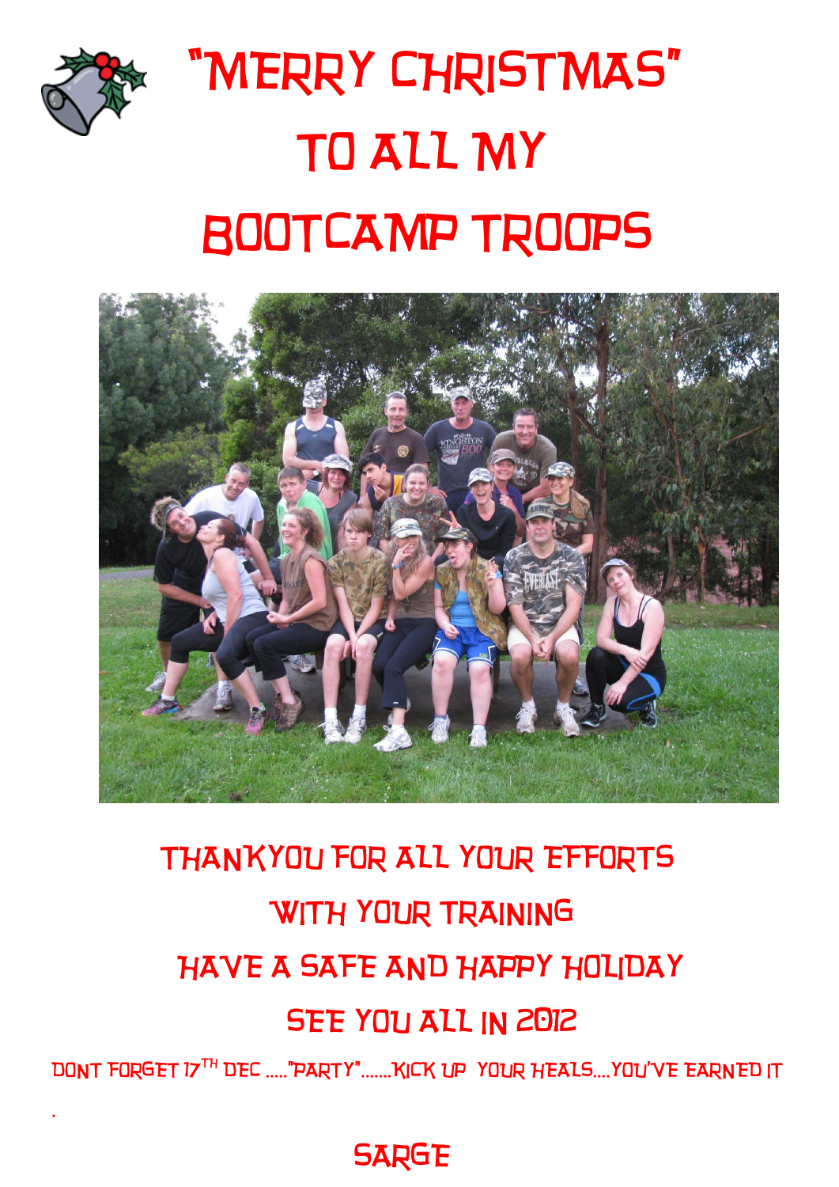# "MERRY CHRISTMAS" TO ALL MY BOOTCAMP TROOPS

THANKYOU FOR ALL YOUR EFFORTS

WITH YOUR TRAINING

HAVE A SAFE AND HAPPY HOLIDAY

SEE YOU ALL IN 2012

DONT FORGET 17TH DEC ….."PARTY"…….KICK UP YOUR HEALS….YOU'VE EARNED IT

.

SARGE